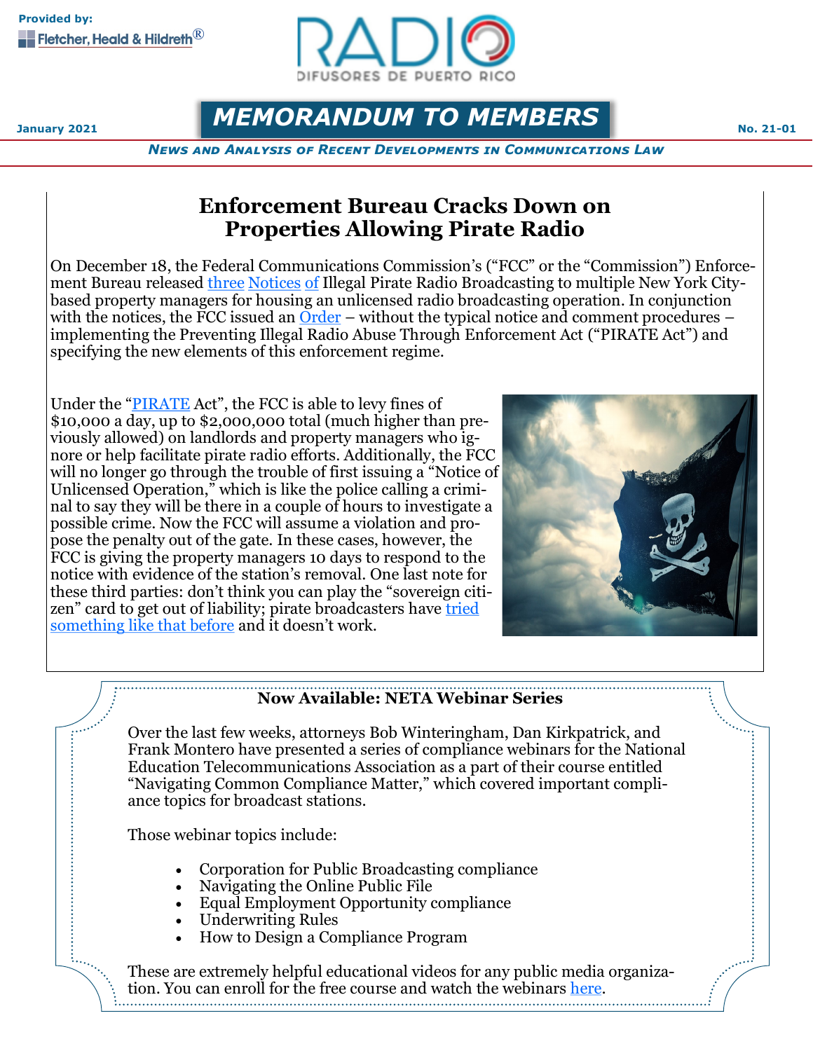Provided by: Fletcher, Heald & Hildreth®

RADIO DIFUSORES DE PUERTO RICO

January 2021

# MEMORANDUM TO MEMBERS

No. 21-01

*NEWS AND ANALYSIS OF RECENT DEVELOPMENTS IN COMMUNICATIONS LAW*

## Enforcement Bureau Cracks Down on Properties Allowing Pirate Radio

On December 18, the Federal Communications Commission's ("FCC" or the "Commission") Enforcement Bureau released three Notices of Illegal Pirate Radio Broadcasting to multiple New York City-based property managers for housing an unlicensed radio broadcasting operation. In conjunction with the notices, the FCC issued an Order – without the typical notice and comment procedures – implementing the Preventing Illegal Radio Abuse Through Enforcement Act ("PIRATE Act") and specifying the new elements of this enforcement regime.

Under the "PIRATE Act", the FCC is able to levy fines of $10,000 a day, up to $2,000,000 total (much higher than previously allowed) on landlords and property managers who ignore or help facilitate pirate radio efforts. Additionally, the FCC will no longer go through the trouble of first issuing a "Notice of Unlicensed Operation," which is like the police calling a criminal to say they will be there in a couple of hours to investigate a possible crime. Now the FCC will assume a violation and propose the penalty out of the gate. In these cases, however, the FCC is giving the property managers 10 days to respond to the notice with evidence of the station's removal. One last note for these third parties: don't think you can play the "sovereign citizen" card to get out of liability; pirate broadcasters have tried something like that before and it doesn't work.

### Now Available: NETA Webinar Series

Over the last few weeks, attorneys Bob Winteringham, Dan Kirkpatrick, and Frank Montero have presented a series of compliance webinars for the National Education Telecommunications Association as a part of their course entitled "Navigating Common Compliance Matter," which covered important compliance topics for broadcast stations.

Those webinar topics include:

- Corporation for Public Broadcasting compliance
- Navigating the Online Public File
- Equal Employment Opportunity compliance
- Underwriting Rules
- How to Design a Compliance Program

These are extremely helpful educational videos for any public media organization. You can enroll for the free course and watch the webinars here.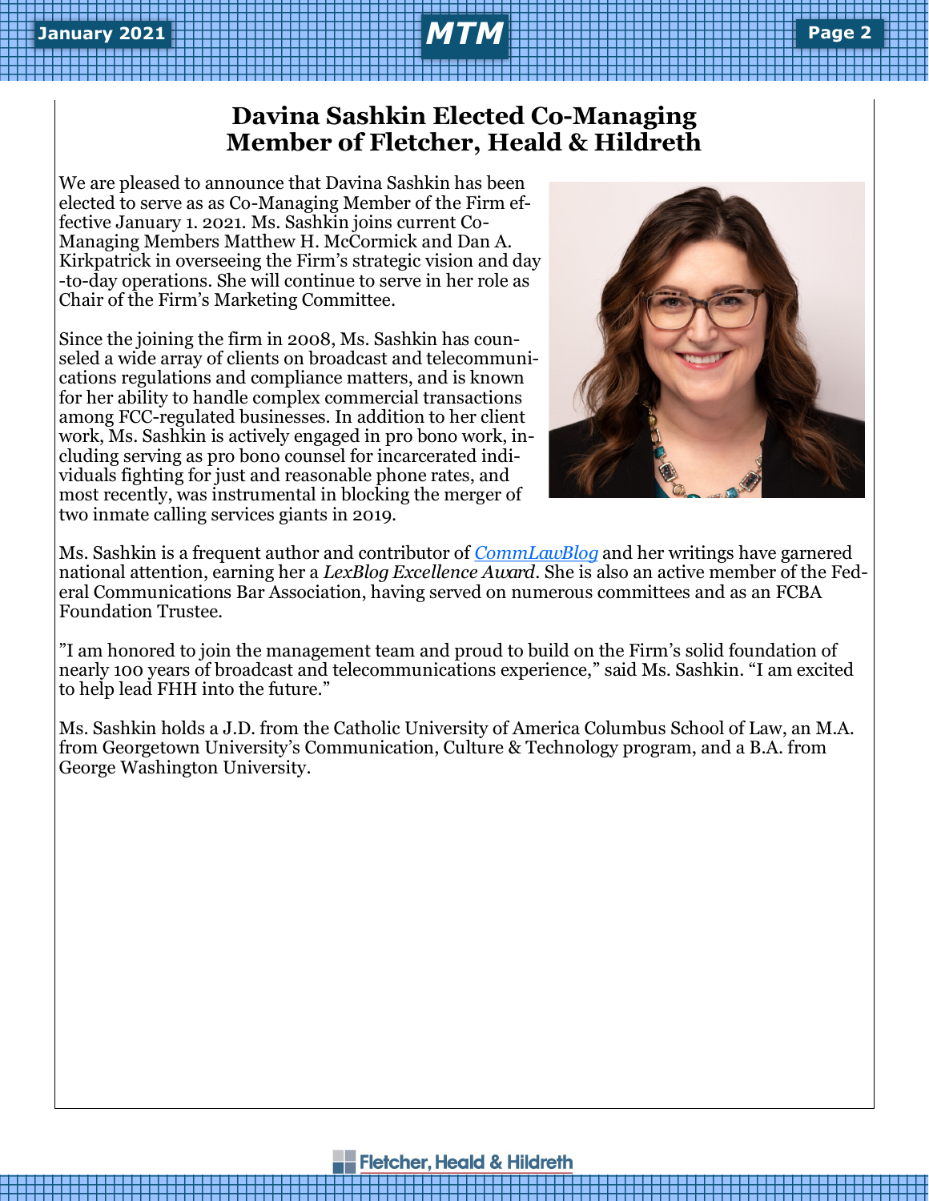# Davina Sashkin Elected Co-Managing Member of Fletcher, Heald & Hildreth

We are pleased to announce that Davina Sashkin has been elected to serve as as Co-Managing Member of the Firm effective January 1. 2021. Ms. Sashkin joins current Co-Managing Members Matthew H. McCormick and Dan A. Kirkpatrick in overseeing the Firm's strategic vision and day-to-day operations. She will continue to serve in her role as Chair of the Firm's Marketing Committee.

Since the joining the firm in 2008, Ms. Sashkin has counseled a wide array of clients on broadcast and telecommunications regulations and compliance matters, and is known for her ability to handle complex commercial transactions among FCC-regulated businesses. In addition to her client work, Ms. Sashkin is actively engaged in pro bono work, including serving as pro bono counsel for incarcerated individuals fighting for just and reasonable phone rates, and most recently, was instrumental in blocking the merger of two inmate calling services giants in 2019.

Ms. Sashkin is a frequent author and contributor of *CommLawBlog* and her writings have garnered national attention, earning her a *LexBlog Excellence Award*. She is also an active member of the Federal Communications Bar Association, having served on numerous committees and as an FCBA Foundation Trustee.

"I am honored to join the management team and proud to build on the Firm's solid foundation of nearly 100 years of broadcast and telecommunications experience," said Ms. Sashkin. "I am excited to help lead FHH into the future."

Ms. Sashkin holds a J.D. from the Catholic University of America Columbus School of Law, an M.A. from Georgetown University's Communication, Culture & Technology program, and a B.A. from George Washington University.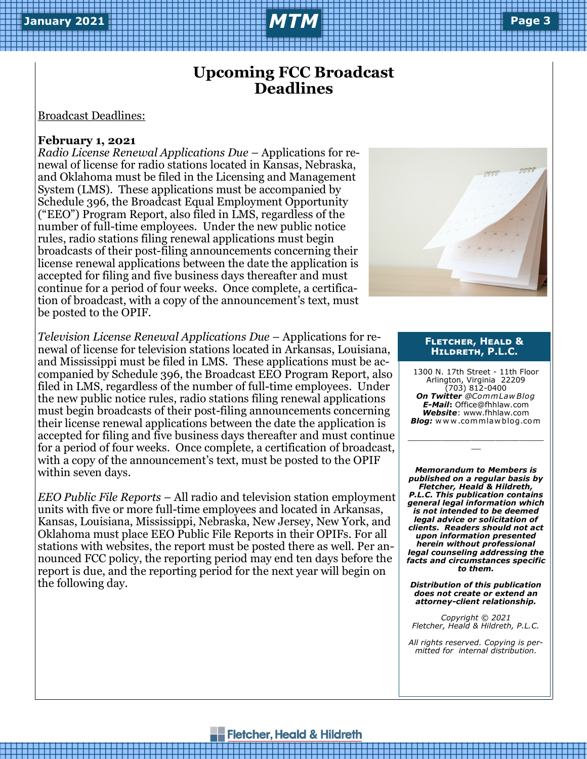# Upcoming FCC Broadcast Deadlines

Broadcast Deadlines:

**February 1, 2021**

*Radio License Renewal Applications Due* – Applications for renewal of license for radio stations located in Kansas, Nebraska, and Oklahoma must be filed in the Licensing and Management System (LMS). These applications must be accompanied by Schedule 396, the Broadcast Equal Employment Opportunity ("EEO") Program Report, also filed in LMS, regardless of the number of full-time employees. Under the new public notice rules, radio stations filing renewal applications must begin broadcasts of their post-filing announcements concerning their license renewal applications between the date the application is accepted for filing and five business days thereafter and must continue for a period of four weeks. Once complete, a certification of broadcast, with a copy of the announcement's text, must be posted to the OPIF.

*Television License Renewal Applications Due* – Applications for renewal of license for television stations located in Arkansas, Louisiana, and Mississippi must be filed in LMS. These applications must be accompanied by Schedule 396, the Broadcast EEO Program Report, also filed in LMS, regardless of the number of full-time employees. Under the new public notice rules, radio stations filing renewal applications must begin broadcasts of their post-filing announcements concerning their license renewal applications between the date the application is accepted for filing and five business days thereafter and must continue for a period of four weeks. Once complete, a certification of broadcast, with a copy of the announcement's text, must be posted to the OPIF within seven days.

*EEO Public File Reports* – All radio and television station employment units with five or more full-time employees and located in Arkansas, Kansas, Louisiana, Mississippi, Nebraska, New Jersey, New York, and Oklahoma must place EEO Public File Reports in their OPIFs. For all stations with websites, the report must be posted there as well. Per announced FCC policy, the reporting period may end ten days before the report is due, and the reporting period for the next year will begin on the following day.

**Fletcher, Heald & Hildreth, P.L.C.**

1300 N. 17th Street - 11th Floor
Arlington, Virginia 22209
(703) 812-0400
***On Twitter*** *@CommLawBlog*
***E-Mail*:** Office@fhhlaw.com
***Website***: www.fhhlaw.com
***Blog:*** www.commlawblog.com

***Memorandum to Members is published on a regular basis by Fletcher, Heald & Hildreth, P.L.C. This publication contains general legal information which is not intended to be deemed legal advice or solicitation of clients. Readers should not act upon information presented herein without professional legal counseling addressing the facts and circumstances specific to them.***

***Distribution of this publication does not create or extend an attorney-client relationship.***

*Copyright © 2021*
*Fletcher, Heald & Hildreth, P.L.C.*

*All rights reserved. Copying is permitted for internal distribution.*